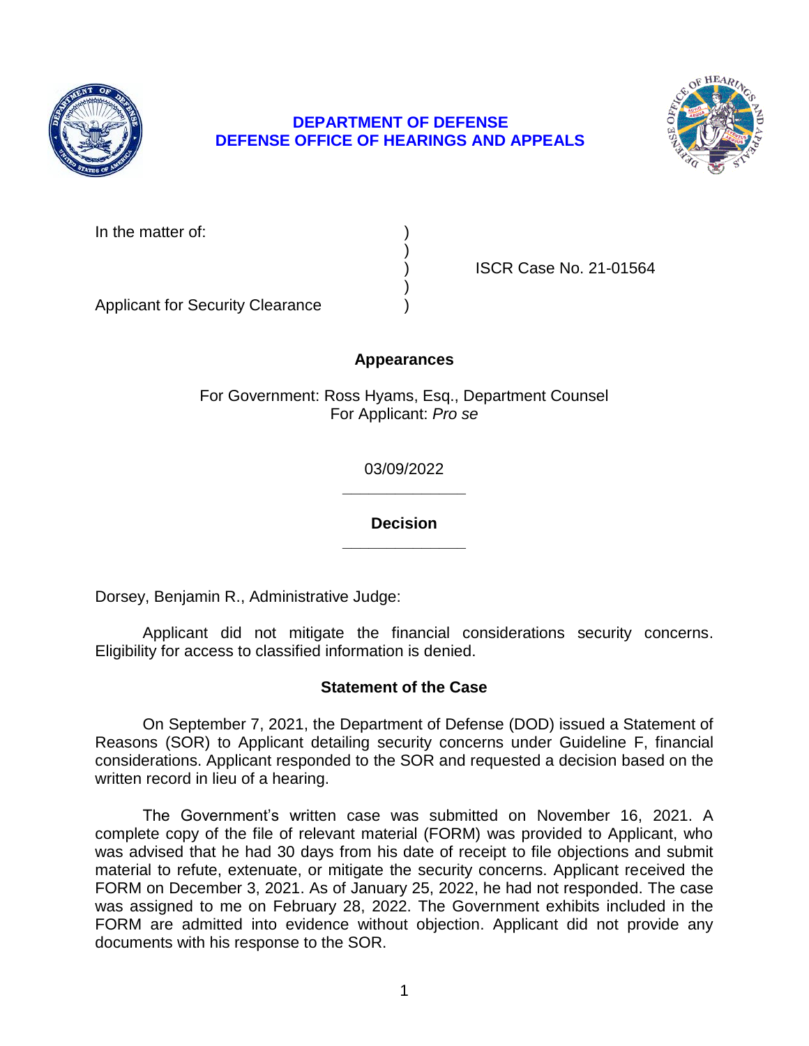**DEPARTMENT OF DEFENSE**
**DEFENSE OFFICE OF HEARINGS AND APPEALS**

| | | |
|---|---|---|
| In the matter of: | ) | |
| | ) | |
| | ) | ISCR Case No. 21-01564 |
| | ) | |
| Applicant for Security Clearance | ) | |

**Appearances**

For Government: Ross Hyams, Esq., Department Counsel
For Applicant: *Pro se*

03/09/2022

______________

**Decision**

______________

Dorsey, Benjamin R., Administrative Judge:

Applicant did not mitigate the financial considerations security concerns. Eligibility for access to classified information is denied.

**Statement of the Case**

On September 7, 2021, the Department of Defense (DOD) issued a Statement of Reasons (SOR) to Applicant detailing security concerns under Guideline F, financial considerations. Applicant responded to the SOR and requested a decision based on the written record in lieu of a hearing.

The Government's written case was submitted on November 16, 2021. A complete copy of the file of relevant material (FORM) was provided to Applicant, who was advised that he had 30 days from his date of receipt to file objections and submit material to refute, extenuate, or mitigate the security concerns. Applicant received the FORM on December 3, 2021. As of January 25, 2022, he had not responded. The case was assigned to me on February 28, 2022. The Government exhibits included in the FORM are admitted into evidence without objection. Applicant did not provide any documents with his response to the SOR.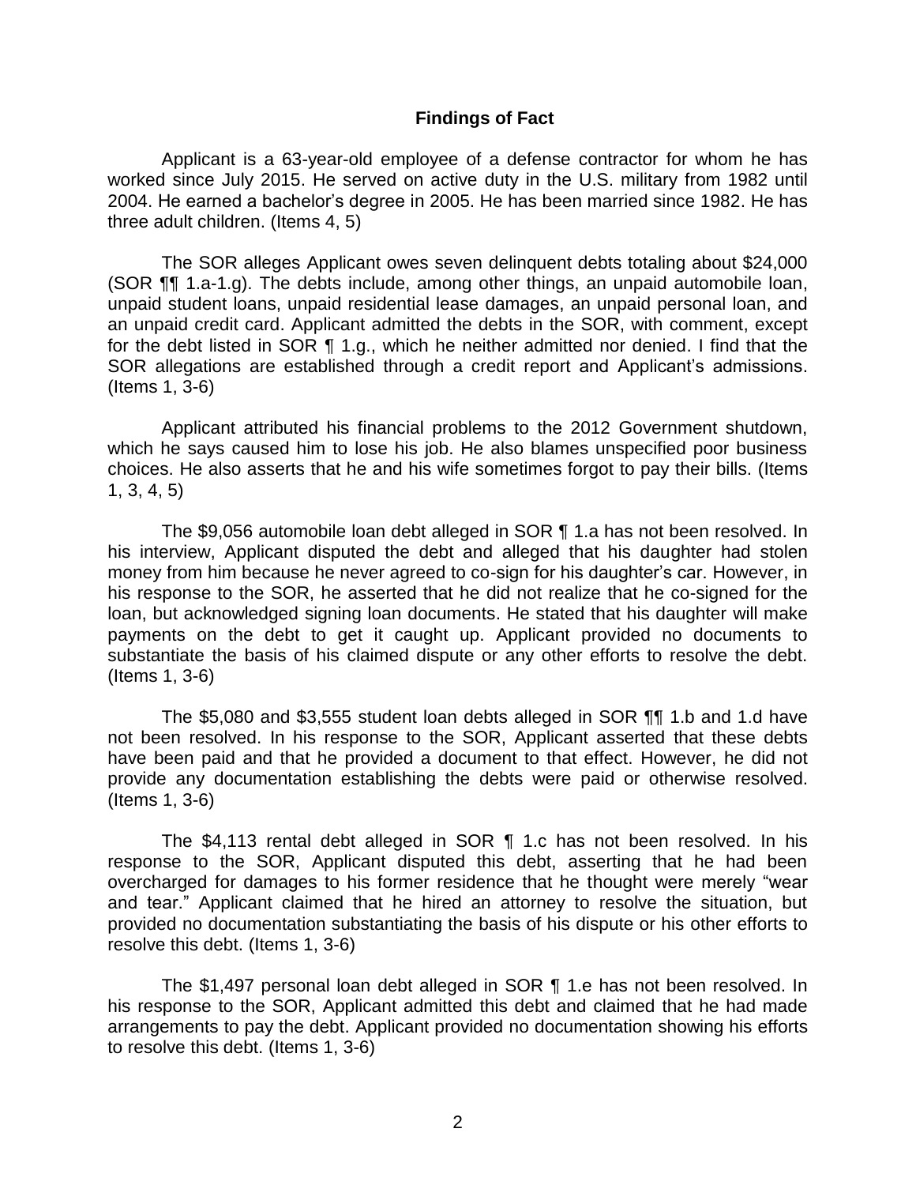## Findings of Fact

Applicant is a 63-year-old employee of a defense contractor for whom he has worked since July 2015. He served on active duty in the U.S. military from 1982 until 2004. He earned a bachelor's degree in 2005. He has been married since 1982. He has three adult children. (Items 4, 5)

The SOR alleges Applicant owes seven delinquent debts totaling about $24,000 (SOR ¶¶ 1.a-1.g). The debts include, among other things, an unpaid automobile loan, unpaid student loans, unpaid residential lease damages, an unpaid personal loan, and an unpaid credit card. Applicant admitted the debts in the SOR, with comment, except for the debt listed in SOR ¶ 1.g., which he neither admitted nor denied. I find that the SOR allegations are established through a credit report and Applicant's admissions. (Items 1, 3-6)

Applicant attributed his financial problems to the 2012 Government shutdown, which he says caused him to lose his job. He also blames unspecified poor business choices. He also asserts that he and his wife sometimes forgot to pay their bills. (Items 1, 3, 4, 5)

The $9,056 automobile loan debt alleged in SOR ¶ 1.a has not been resolved. In his interview, Applicant disputed the debt and alleged that his daughter had stolen money from him because he never agreed to co-sign for his daughter's car. However, in his response to the SOR, he asserted that he did not realize that he co-signed for the loan, but acknowledged signing loan documents. He stated that his daughter will make payments on the debt to get it caught up. Applicant provided no documents to substantiate the basis of his claimed dispute or any other efforts to resolve the debt. (Items 1, 3-6)

The $5,080 and $3,555 student loan debts alleged in SOR ¶¶ 1.b and 1.d have not been resolved. In his response to the SOR, Applicant asserted that these debts have been paid and that he provided a document to that effect. However, he did not provide any documentation establishing the debts were paid or otherwise resolved. (Items 1, 3-6)

The $4,113 rental debt alleged in SOR ¶ 1.c has not been resolved. In his response to the SOR, Applicant disputed this debt, asserting that he had been overcharged for damages to his former residence that he thought were merely "wear and tear." Applicant claimed that he hired an attorney to resolve the situation, but provided no documentation substantiating the basis of his dispute or his other efforts to resolve this debt. (Items 1, 3-6)

The $1,497 personal loan debt alleged in SOR ¶ 1.e has not been resolved. In his response to the SOR, Applicant admitted this debt and claimed that he had made arrangements to pay the debt. Applicant provided no documentation showing his efforts to resolve this debt. (Items 1, 3-6)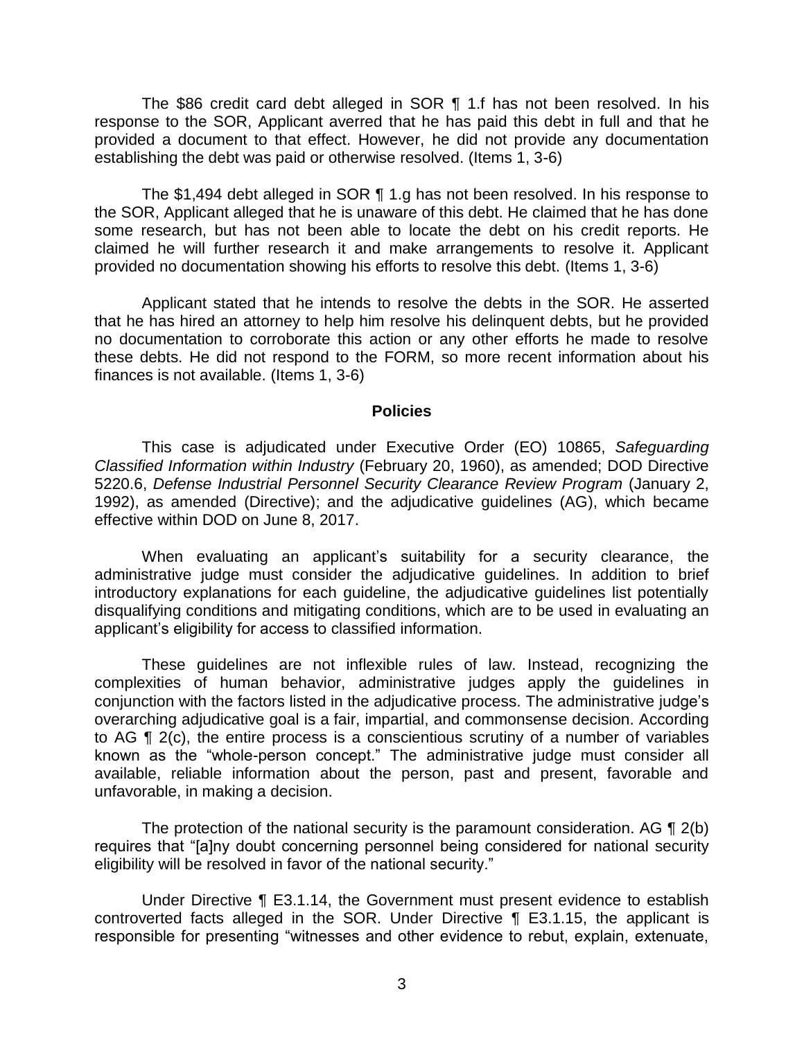The $86 credit card debt alleged in SOR ¶ 1.f has not been resolved. In his response to the SOR, Applicant averred that he has paid this debt in full and that he provided a document to that effect. However, he did not provide any documentation establishing the debt was paid or otherwise resolved. (Items 1, 3-6)

The $1,494 debt alleged in SOR ¶ 1.g has not been resolved. In his response to the SOR, Applicant alleged that he is unaware of this debt. He claimed that he has done some research, but has not been able to locate the debt on his credit reports. He claimed he will further research it and make arrangements to resolve it. Applicant provided no documentation showing his efforts to resolve this debt. (Items 1, 3-6)

Applicant stated that he intends to resolve the debts in the SOR. He asserted that he has hired an attorney to help him resolve his delinquent debts, but he provided no documentation to corroborate this action or any other efforts he made to resolve these debts. He did not respond to the FORM, so more recent information about his finances is not available. (Items 1, 3-6)

## Policies

This case is adjudicated under Executive Order (EO) 10865, *Safeguarding Classified Information within Industry* (February 20, 1960), as amended; DOD Directive 5220.6, *Defense Industrial Personnel Security Clearance Review Program* (January 2, 1992), as amended (Directive); and the adjudicative guidelines (AG), which became effective within DOD on June 8, 2017.

When evaluating an applicant's suitability for a security clearance, the administrative judge must consider the adjudicative guidelines. In addition to brief introductory explanations for each guideline, the adjudicative guidelines list potentially disqualifying conditions and mitigating conditions, which are to be used in evaluating an applicant's eligibility for access to classified information.

These guidelines are not inflexible rules of law. Instead, recognizing the complexities of human behavior, administrative judges apply the guidelines in conjunction with the factors listed in the adjudicative process. The administrative judge's overarching adjudicative goal is a fair, impartial, and commonsense decision. According to AG ¶ 2(c), the entire process is a conscientious scrutiny of a number of variables known as the "whole-person concept." The administrative judge must consider all available, reliable information about the person, past and present, favorable and unfavorable, in making a decision.

The protection of the national security is the paramount consideration. AG ¶ 2(b) requires that "[a]ny doubt concerning personnel being considered for national security eligibility will be resolved in favor of the national security."

Under Directive ¶ E3.1.14, the Government must present evidence to establish controverted facts alleged in the SOR. Under Directive ¶ E3.1.15, the applicant is responsible for presenting "witnesses and other evidence to rebut, explain, extenuate,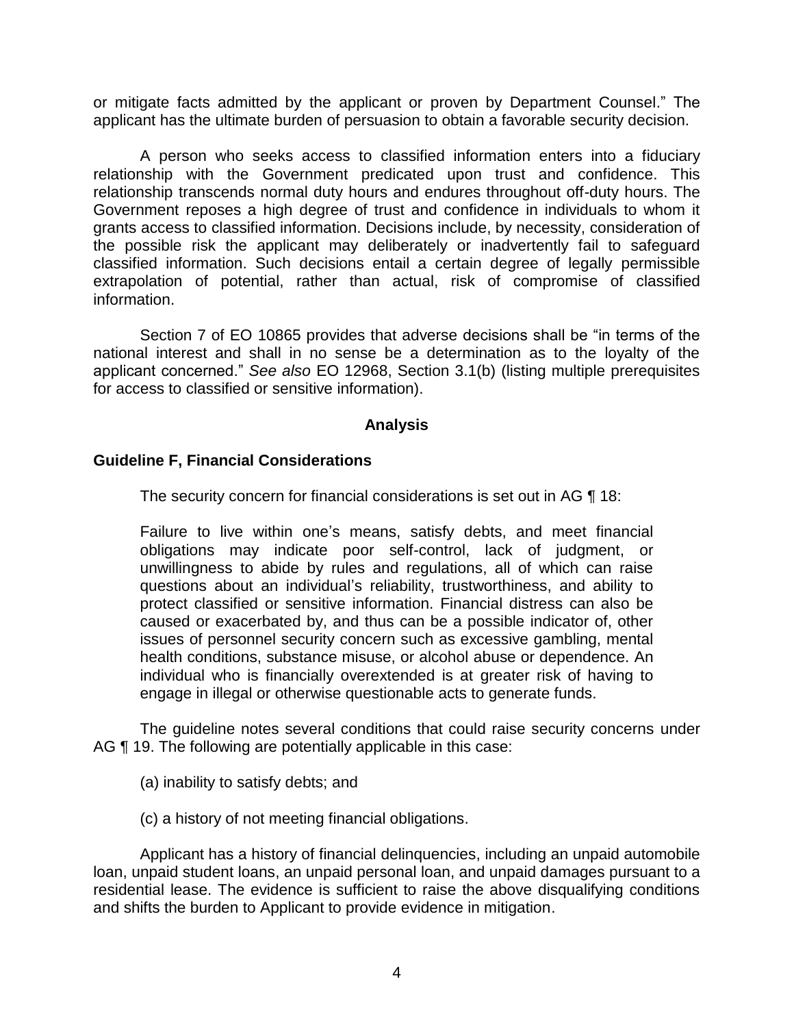or mitigate facts admitted by the applicant or proven by Department Counsel." The applicant has the ultimate burden of persuasion to obtain a favorable security decision.

A person who seeks access to classified information enters into a fiduciary relationship with the Government predicated upon trust and confidence. This relationship transcends normal duty hours and endures throughout off-duty hours. The Government reposes a high degree of trust and confidence in individuals to whom it grants access to classified information. Decisions include, by necessity, consideration of the possible risk the applicant may deliberately or inadvertently fail to safeguard classified information. Such decisions entail a certain degree of legally permissible extrapolation of potential, rather than actual, risk of compromise of classified information.

Section 7 of EO 10865 provides that adverse decisions shall be "in terms of the national interest and shall in no sense be a determination as to the loyalty of the applicant concerned." *See also* EO 12968, Section 3.1(b) (listing multiple prerequisites for access to classified or sensitive information).

## Analysis

### Guideline F, Financial Considerations

The security concern for financial considerations is set out in AG ¶ 18:

> Failure to live within one's means, satisfy debts, and meet financial obligations may indicate poor self-control, lack of judgment, or unwillingness to abide by rules and regulations, all of which can raise questions about an individual's reliability, trustworthiness, and ability to protect classified or sensitive information. Financial distress can also be caused or exacerbated by, and thus can be a possible indicator of, other issues of personnel security concern such as excessive gambling, mental health conditions, substance misuse, or alcohol abuse or dependence. An individual who is financially overextended is at greater risk of having to engage in illegal or otherwise questionable acts to generate funds.

The guideline notes several conditions that could raise security concerns under AG ¶ 19. The following are potentially applicable in this case:

(a) inability to satisfy debts; and

(c) a history of not meeting financial obligations.

Applicant has a history of financial delinquencies, including an unpaid automobile loan, unpaid student loans, an unpaid personal loan, and unpaid damages pursuant to a residential lease. The evidence is sufficient to raise the above disqualifying conditions and shifts the burden to Applicant to provide evidence in mitigation.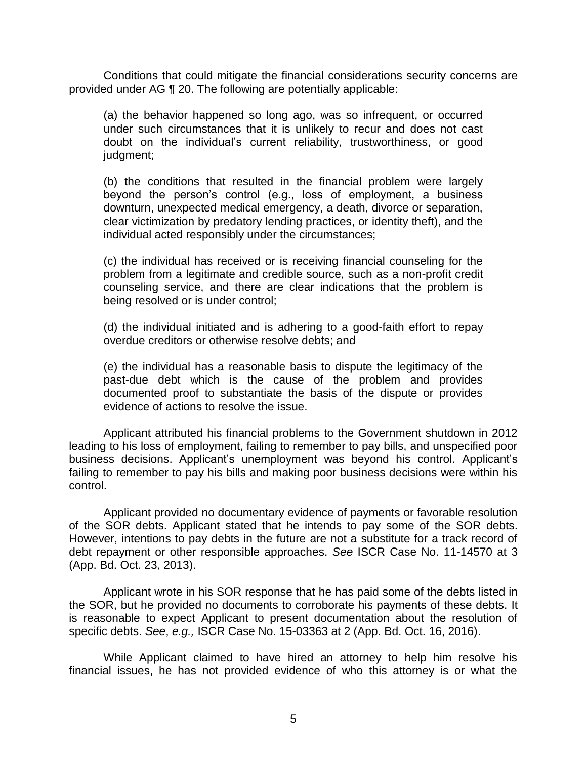Conditions that could mitigate the financial considerations security concerns are provided under AG ¶ 20. The following are potentially applicable:

> (a) the behavior happened so long ago, was so infrequent, or occurred under such circumstances that it is unlikely to recur and does not cast doubt on the individual's current reliability, trustworthiness, or good judgment;
>
> (b) the conditions that resulted in the financial problem were largely beyond the person's control (e.g., loss of employment, a business downturn, unexpected medical emergency, a death, divorce or separation, clear victimization by predatory lending practices, or identity theft), and the individual acted responsibly under the circumstances;
>
> (c) the individual has received or is receiving financial counseling for the problem from a legitimate and credible source, such as a non-profit credit counseling service, and there are clear indications that the problem is being resolved or is under control;
>
> (d) the individual initiated and is adhering to a good-faith effort to repay overdue creditors or otherwise resolve debts; and
>
> (e) the individual has a reasonable basis to dispute the legitimacy of the past-due debt which is the cause of the problem and provides documented proof to substantiate the basis of the dispute or provides evidence of actions to resolve the issue.

Applicant attributed his financial problems to the Government shutdown in 2012 leading to his loss of employment, failing to remember to pay bills, and unspecified poor business decisions. Applicant's unemployment was beyond his control. Applicant's failing to remember to pay his bills and making poor business decisions were within his control.

Applicant provided no documentary evidence of payments or favorable resolution of the SOR debts. Applicant stated that he intends to pay some of the SOR debts. However, intentions to pay debts in the future are not a substitute for a track record of debt repayment or other responsible approaches. *See* ISCR Case No. 11-14570 at 3 (App. Bd. Oct. 23, 2013).

Applicant wrote in his SOR response that he has paid some of the debts listed in the SOR, but he provided no documents to corroborate his payments of these debts. It is reasonable to expect Applicant to present documentation about the resolution of specific debts. *See*, *e.g.,* ISCR Case No. 15-03363 at 2 (App. Bd. Oct. 16, 2016).

While Applicant claimed to have hired an attorney to help him resolve his financial issues, he has not provided evidence of who this attorney is or what the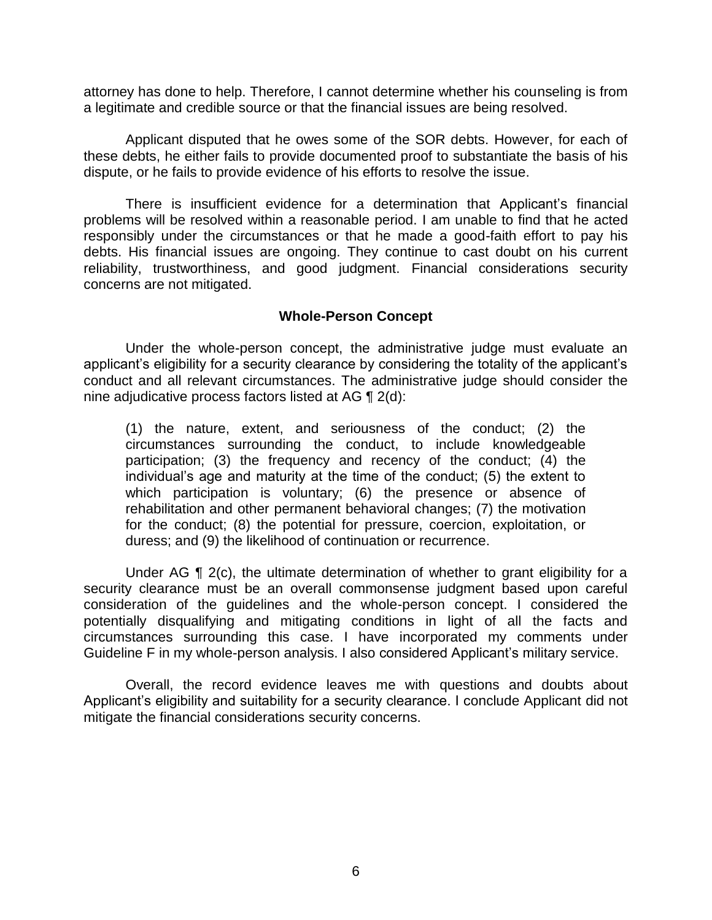attorney has done to help. Therefore, I cannot determine whether his counseling is from a legitimate and credible source or that the financial issues are being resolved.

Applicant disputed that he owes some of the SOR debts. However, for each of these debts, he either fails to provide documented proof to substantiate the basis of his dispute, or he fails to provide evidence of his efforts to resolve the issue.

There is insufficient evidence for a determination that Applicant's financial problems will be resolved within a reasonable period. I am unable to find that he acted responsibly under the circumstances or that he made a good-faith effort to pay his debts. His financial issues are ongoing. They continue to cast doubt on his current reliability, trustworthiness, and good judgment. Financial considerations security concerns are not mitigated.

### Whole-Person Concept

Under the whole-person concept, the administrative judge must evaluate an applicant's eligibility for a security clearance by considering the totality of the applicant's conduct and all relevant circumstances. The administrative judge should consider the nine adjudicative process factors listed at AG ¶ 2(d):

> (1) the nature, extent, and seriousness of the conduct; (2) the circumstances surrounding the conduct, to include knowledgeable participation; (3) the frequency and recency of the conduct; (4) the individual's age and maturity at the time of the conduct; (5) the extent to which participation is voluntary; (6) the presence or absence of rehabilitation and other permanent behavioral changes; (7) the motivation for the conduct; (8) the potential for pressure, coercion, exploitation, or duress; and (9) the likelihood of continuation or recurrence.

Under AG ¶ 2(c), the ultimate determination of whether to grant eligibility for a security clearance must be an overall commonsense judgment based upon careful consideration of the guidelines and the whole-person concept. I considered the potentially disqualifying and mitigating conditions in light of all the facts and circumstances surrounding this case. I have incorporated my comments under Guideline F in my whole-person analysis. I also considered Applicant's military service.

Overall, the record evidence leaves me with questions and doubts about Applicant's eligibility and suitability for a security clearance. I conclude Applicant did not mitigate the financial considerations security concerns.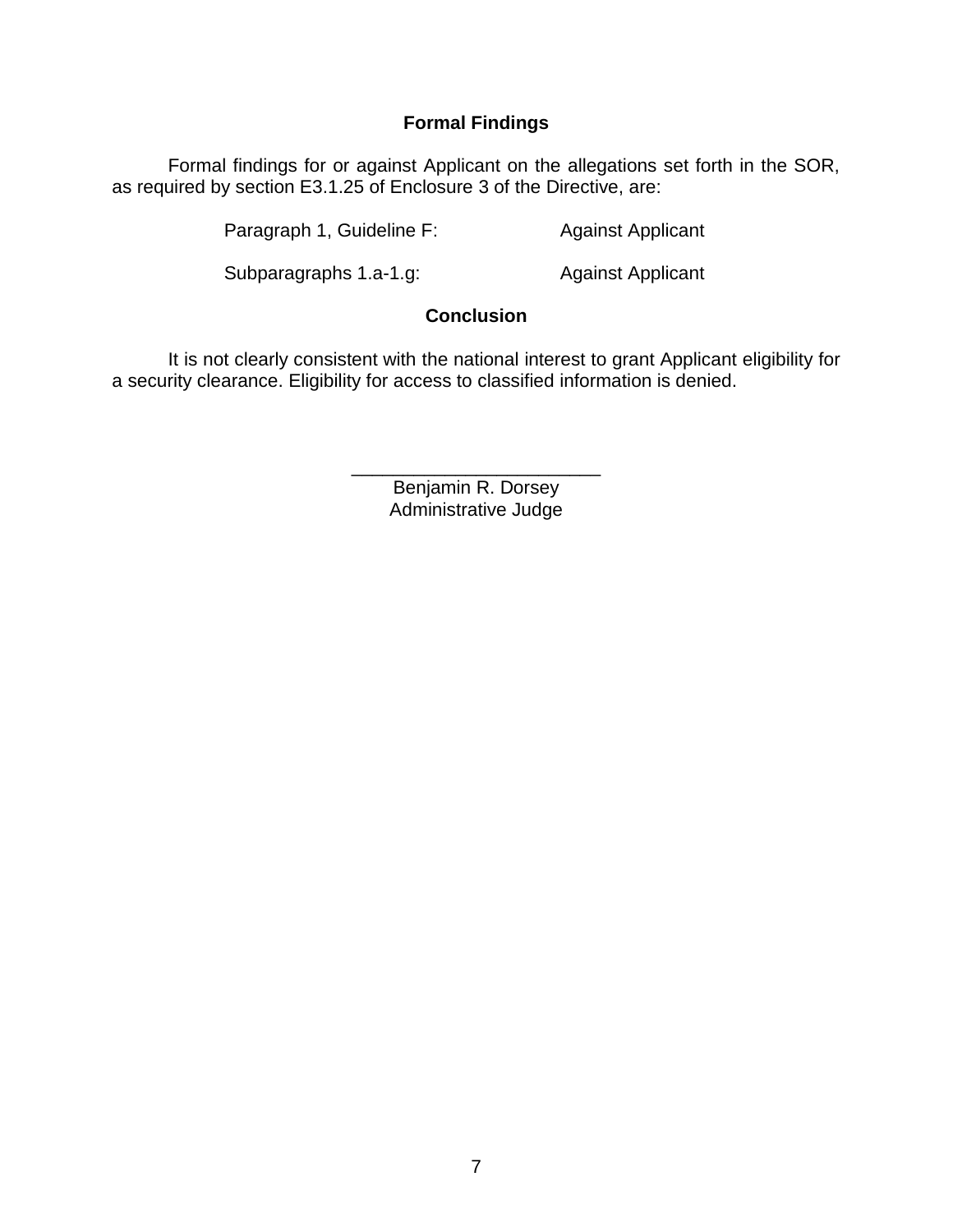## Formal Findings

Formal findings for or against Applicant on the allegations set forth in the SOR, as required by section E3.1.25 of Enclosure 3 of the Directive, are:

| | |
|---|---|
| Paragraph 1, Guideline F: | Against Applicant |
| Subparagraphs 1.a-1.g: | Against Applicant |

## Conclusion

It is not clearly consistent with the national interest to grant Applicant eligibility for a security clearance. Eligibility for access to classified information is denied.

________________________
Benjamin R. Dorsey
Administrative Judge